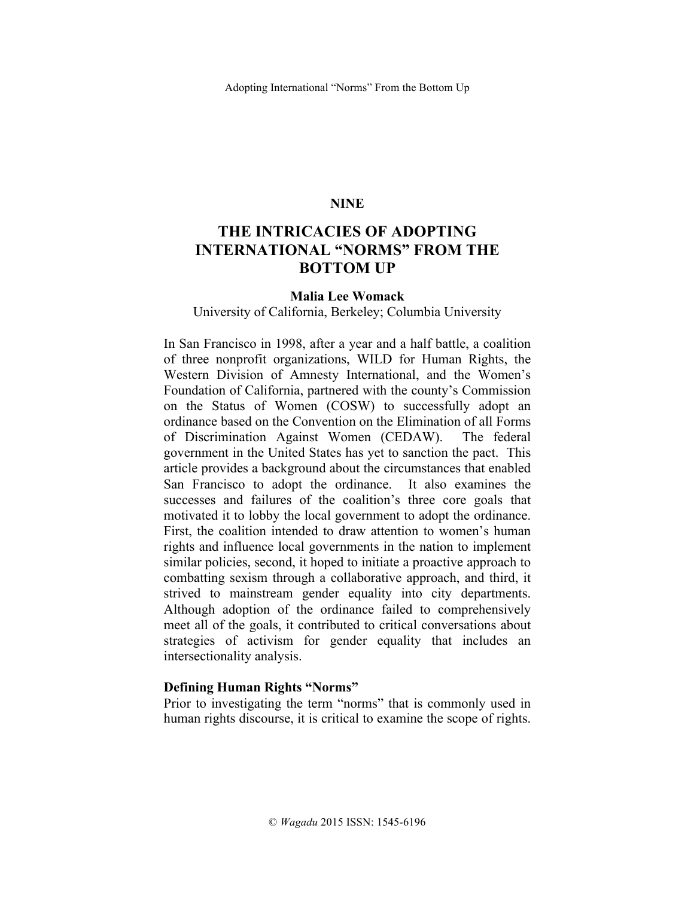**NINE**

# THE INTRICACIES OF ADOPTING INTERNATIONAL "NORMS" FROM THE BOTTOM UP

**Malia Lee Womack**

University of California, Berkeley; Columbia University

In San Francisco in 1998, after a year and a half battle, a coalition of three nonprofit organizations, WILD for Human Rights, the Western Division of Amnesty International, and the Women's Foundation of California, partnered with the county's Commission on the Status of Women (COSW) to successfully adopt an ordinance based on the Convention on the Elimination of all Forms of Discrimination Against Women (CEDAW). The federal government in the United States has yet to sanction the pact. This article provides a background about the circumstances that enabled San Francisco to adopt the ordinance. It also examines the successes and failures of the coalition's three core goals that motivated it to lobby the local government to adopt the ordinance. First, the coalition intended to draw attention to women's human rights and influence local governments in the nation to implement similar policies, second, it hoped to initiate a proactive approach to combatting sexism through a collaborative approach, and third, it strived to mainstream gender equality into city departments. Although adoption of the ordinance failed to comprehensively meet all of the goals, it contributed to critical conversations about strategies of activism for gender equality that includes an intersectionality analysis.

## Defining Human Rights "Norms"

Prior to investigating the term "norms" that is commonly used in human rights discourse, it is critical to examine the scope of rights.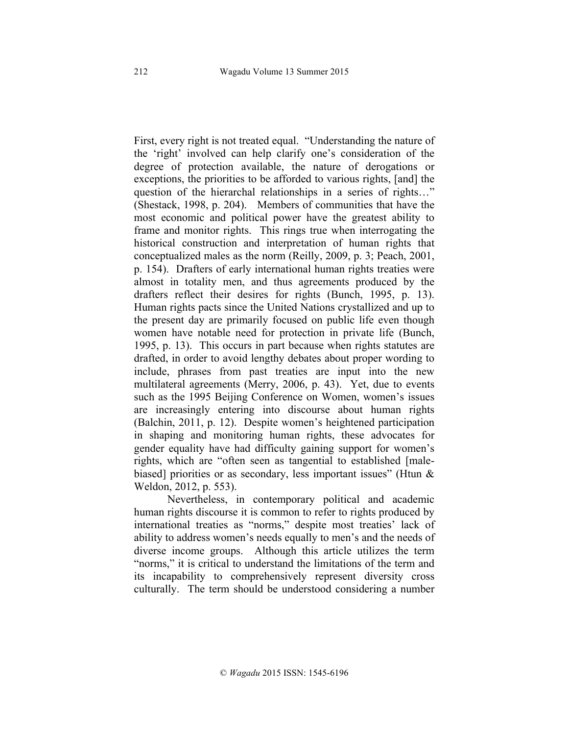First, every right is not treated equal. "Understanding the nature of the 'right' involved can help clarify one's consideration of the degree of protection available, the nature of derogations or exceptions, the priorities to be afforded to various rights, [and] the question of the hierarchal relationships in a series of rights…" (Shestack, 1998, p. 204). Members of communities that have the most economic and political power have the greatest ability to frame and monitor rights. This rings true when interrogating the historical construction and interpretation of human rights that conceptualized males as the norm (Reilly, 2009, p. 3; Peach, 2001, p. 154). Drafters of early international human rights treaties were almost in totality men, and thus agreements produced by the drafters reflect their desires for rights (Bunch, 1995, p. 13). Human rights pacts since the United Nations crystallized and up to the present day are primarily focused on public life even though women have notable need for protection in private life (Bunch, 1995, p. 13). This occurs in part because when rights statutes are drafted, in order to avoid lengthy debates about proper wording to include, phrases from past treaties are input into the new multilateral agreements (Merry, 2006, p. 43). Yet, due to events such as the 1995 Beijing Conference on Women, women's issues are increasingly entering into discourse about human rights (Balchin, 2011, p. 12). Despite women's heightened participation in shaping and monitoring human rights, these advocates for gender equality have had difficulty gaining support for women's rights, which are "often seen as tangential to established [male-biased] priorities or as secondary, less important issues" (Htun & Weldon, 2012, p. 553).

Nevertheless, in contemporary political and academic human rights discourse it is common to refer to rights produced by international treaties as "norms," despite most treaties' lack of ability to address women's needs equally to men's and the needs of diverse income groups. Although this article utilizes the term "norms," it is critical to understand the limitations of the term and its incapability to comprehensively represent diversity cross culturally. The term should be understood considering a number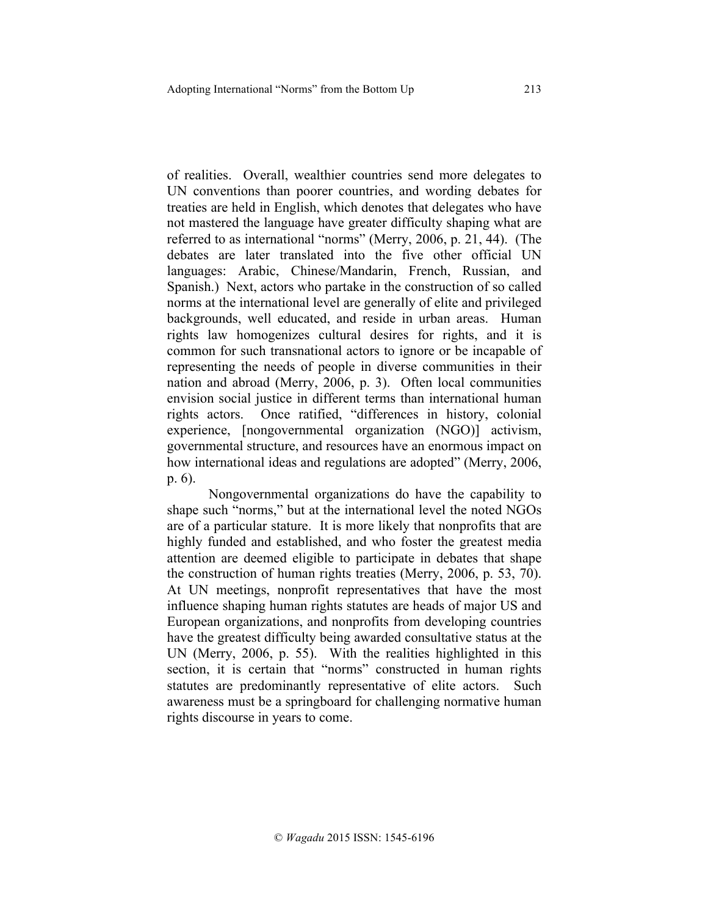of realities. Overall, wealthier countries send more delegates to UN conventions than poorer countries, and wording debates for treaties are held in English, which denotes that delegates who have not mastered the language have greater difficulty shaping what are referred to as international "norms" (Merry, 2006, p. 21, 44). (The debates are later translated into the five other official UN languages: Arabic, Chinese/Mandarin, French, Russian, and Spanish.) Next, actors who partake in the construction of so called norms at the international level are generally of elite and privileged backgrounds, well educated, and reside in urban areas. Human rights law homogenizes cultural desires for rights, and it is common for such transnational actors to ignore or be incapable of representing the needs of people in diverse communities in their nation and abroad (Merry, 2006, p. 3). Often local communities envision social justice in different terms than international human rights actors. Once ratified, "differences in history, colonial experience, [nongovernmental organization (NGO)] activism, governmental structure, and resources have an enormous impact on how international ideas and regulations are adopted" (Merry, 2006, p. 6).

Nongovernmental organizations do have the capability to shape such "norms," but at the international level the noted NGOs are of a particular stature. It is more likely that nonprofits that are highly funded and established, and who foster the greatest media attention are deemed eligible to participate in debates that shape the construction of human rights treaties (Merry, 2006, p. 53, 70). At UN meetings, nonprofit representatives that have the most influence shaping human rights statutes are heads of major US and European organizations, and nonprofits from developing countries have the greatest difficulty being awarded consultative status at the UN (Merry, 2006, p. 55). With the realities highlighted in this section, it is certain that "norms" constructed in human rights statutes are predominantly representative of elite actors. Such awareness must be a springboard for challenging normative human rights discourse in years to come.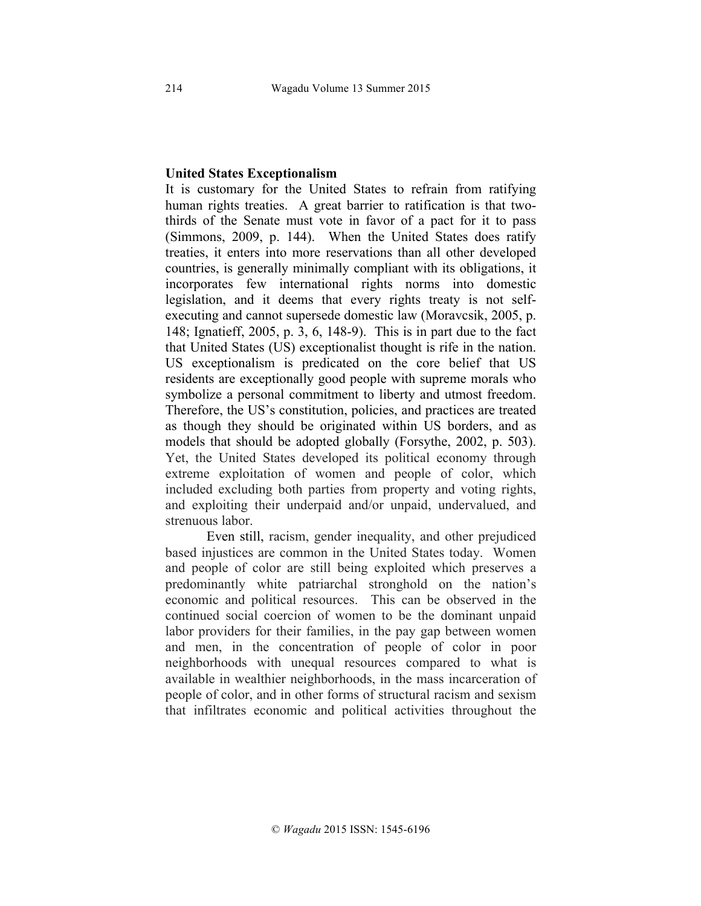## United States Exceptionalism

It is customary for the United States to refrain from ratifying human rights treaties. A great barrier to ratification is that two-thirds of the Senate must vote in favor of a pact for it to pass (Simmons, 2009, p. 144). When the United States does ratify treaties, it enters into more reservations than all other developed countries, is generally minimally compliant with its obligations, it incorporates few international rights norms into domestic legislation, and it deems that every rights treaty is not self-executing and cannot supersede domestic law (Moravcsik, 2005, p. 148; Ignatieff, 2005, p. 3, 6, 148-9). This is in part due to the fact that United States (US) exceptionalist thought is rife in the nation. US exceptionalism is predicated on the core belief that US residents are exceptionally good people with supreme morals who symbolize a personal commitment to liberty and utmost freedom. Therefore, the US's constitution, policies, and practices are treated as though they should be originated within US borders, and as models that should be adopted globally (Forsythe, 2002, p. 503). Yet, the United States developed its political economy through extreme exploitation of women and people of color, which included excluding both parties from property and voting rights, and exploiting their underpaid and/or unpaid, undervalued, and strenuous labor.

Even still, racism, gender inequality, and other prejudiced based injustices are common in the United States today. Women and people of color are still being exploited which preserves a predominantly white patriarchal stronghold on the nation's economic and political resources. This can be observed in the continued social coercion of women to be the dominant unpaid labor providers for their families, in the pay gap between women and men, in the concentration of people of color in poor neighborhoods with unequal resources compared to what is available in wealthier neighborhoods, in the mass incarceration of people of color, and in other forms of structural racism and sexism that infiltrates economic and political activities throughout the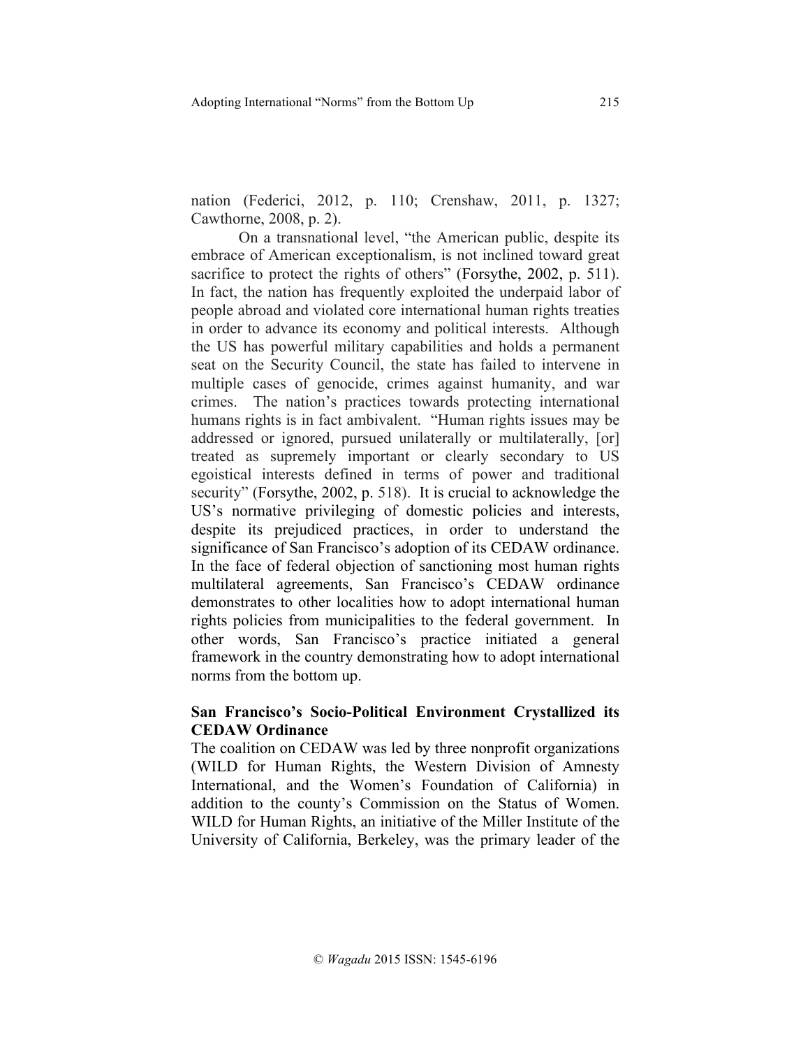nation (Federici, 2012, p. 110; Crenshaw, 2011, p. 1327; Cawthorne, 2008, p. 2).

On a transnational level, "the American public, despite its embrace of American exceptionalism, is not inclined toward great sacrifice to protect the rights of others" (Forsythe, 2002, p. 511). In fact, the nation has frequently exploited the underpaid labor of people abroad and violated core international human rights treaties in order to advance its economy and political interests. Although the US has powerful military capabilities and holds a permanent seat on the Security Council, the state has failed to intervene in multiple cases of genocide, crimes against humanity, and war crimes. The nation's practices towards protecting international humans rights is in fact ambivalent. "Human rights issues may be addressed or ignored, pursued unilaterally or multilaterally, [or] treated as supremely important or clearly secondary to US egoistical interests defined in terms of power and traditional security" (Forsythe, 2002, p. 518). It is crucial to acknowledge the US's normative privileging of domestic policies and interests, despite its prejudiced practices, in order to understand the significance of San Francisco's adoption of its CEDAW ordinance. In the face of federal objection of sanctioning most human rights multilateral agreements, San Francisco's CEDAW ordinance demonstrates to other localities how to adopt international human rights policies from municipalities to the federal government. In other words, San Francisco's practice initiated a general framework in the country demonstrating how to adopt international norms from the bottom up.

## San Francisco's Socio-Political Environment Crystallized its CEDAW Ordinance

The coalition on CEDAW was led by three nonprofit organizations (WILD for Human Rights, the Western Division of Amnesty International, and the Women's Foundation of California) in addition to the county's Commission on the Status of Women. WILD for Human Rights, an initiative of the Miller Institute of the University of California, Berkeley, was the primary leader of the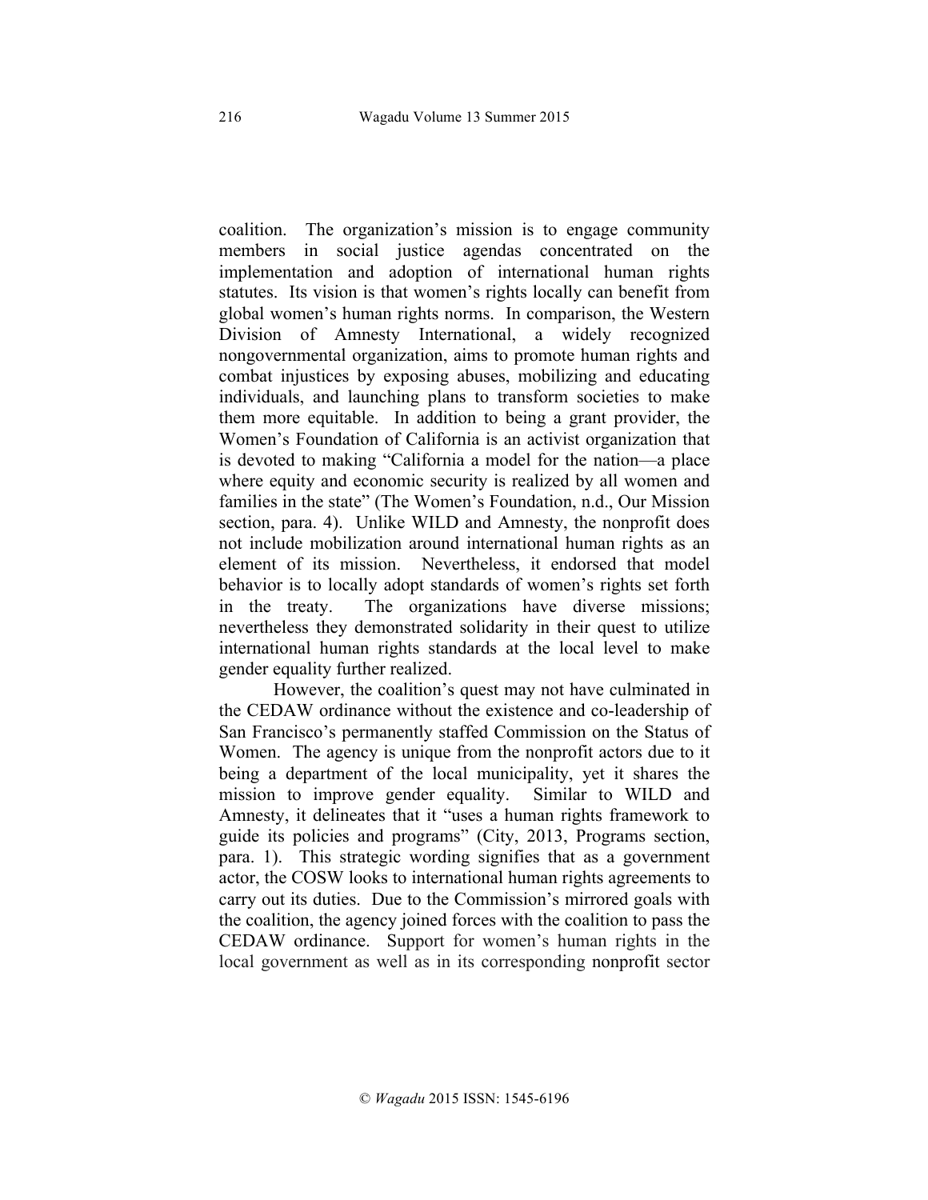coalition. The organization's mission is to engage community members in social justice agendas concentrated on the implementation and adoption of international human rights statutes. Its vision is that women's rights locally can benefit from global women's human rights norms. In comparison, the Western Division of Amnesty International, a widely recognized nongovernmental organization, aims to promote human rights and combat injustices by exposing abuses, mobilizing and educating individuals, and launching plans to transform societies to make them more equitable. In addition to being a grant provider, the Women's Foundation of California is an activist organization that is devoted to making "California a model for the nation—a place where equity and economic security is realized by all women and families in the state" (The Women's Foundation, n.d., Our Mission section, para. 4). Unlike WILD and Amnesty, the nonprofit does not include mobilization around international human rights as an element of its mission. Nevertheless, it endorsed that model behavior is to locally adopt standards of women's rights set forth in the treaty. The organizations have diverse missions; nevertheless they demonstrated solidarity in their quest to utilize international human rights standards at the local level to make gender equality further realized.

However, the coalition's quest may not have culminated in the CEDAW ordinance without the existence and co-leadership of San Francisco's permanently staffed Commission on the Status of Women. The agency is unique from the nonprofit actors due to it being a department of the local municipality, yet it shares the mission to improve gender equality. Similar to WILD and Amnesty, it delineates that it "uses a human rights framework to guide its policies and programs" (City, 2013, Programs section, para. 1). This strategic wording signifies that as a government actor, the COSW looks to international human rights agreements to carry out its duties. Due to the Commission's mirrored goals with the coalition, the agency joined forces with the coalition to pass the CEDAW ordinance. Support for women's human rights in the local government as well as in its corresponding nonprofit sector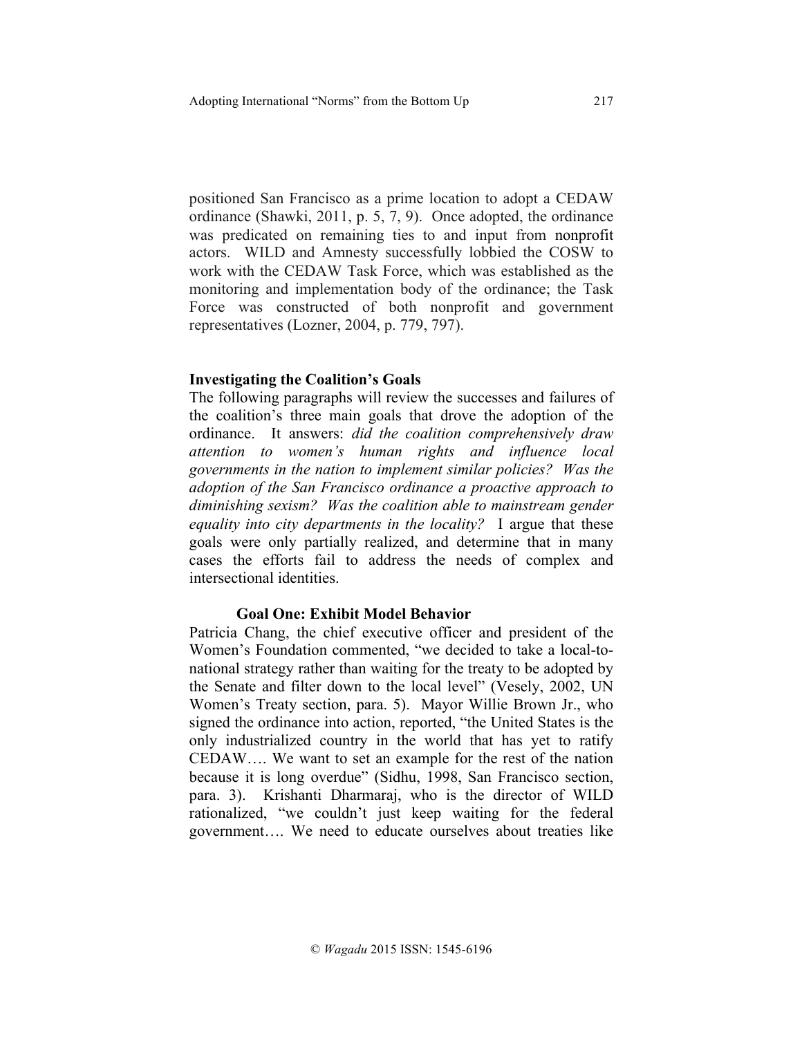positioned San Francisco as a prime location to adopt a CEDAW ordinance (Shawki, 2011, p. 5, 7, 9). Once adopted, the ordinance was predicated on remaining ties to and input from nonprofit actors. WILD and Amnesty successfully lobbied the COSW to work with the CEDAW Task Force, which was established as the monitoring and implementation body of the ordinance; the Task Force was constructed of both nonprofit and government representatives (Lozner, 2004, p. 779, 797).

## Investigating the Coalition's Goals

The following paragraphs will review the successes and failures of the coalition's three main goals that drove the adoption of the ordinance. It answers: *did the coalition comprehensively draw attention to women's human rights and influence local governments in the nation to implement similar policies? Was the adoption of the San Francisco ordinance a proactive approach to diminishing sexism? Was the coalition able to mainstream gender equality into city departments in the locality?* I argue that these goals were only partially realized, and determine that in many cases the efforts fail to address the needs of complex and intersectional identities.

### Goal One: Exhibit Model Behavior

Patricia Chang, the chief executive officer and president of the Women's Foundation commented, "we decided to take a local-to-national strategy rather than waiting for the treaty to be adopted by the Senate and filter down to the local level" (Vesely, 2002, UN Women's Treaty section, para. 5). Mayor Willie Brown Jr., who signed the ordinance into action, reported, "the United States is the only industrialized country in the world that has yet to ratify CEDAW…. We want to set an example for the rest of the nation because it is long overdue" (Sidhu, 1998, San Francisco section, para. 3). Krishanti Dharmaraj, who is the director of WILD rationalized, "we couldn't just keep waiting for the federal government…. We need to educate ourselves about treaties like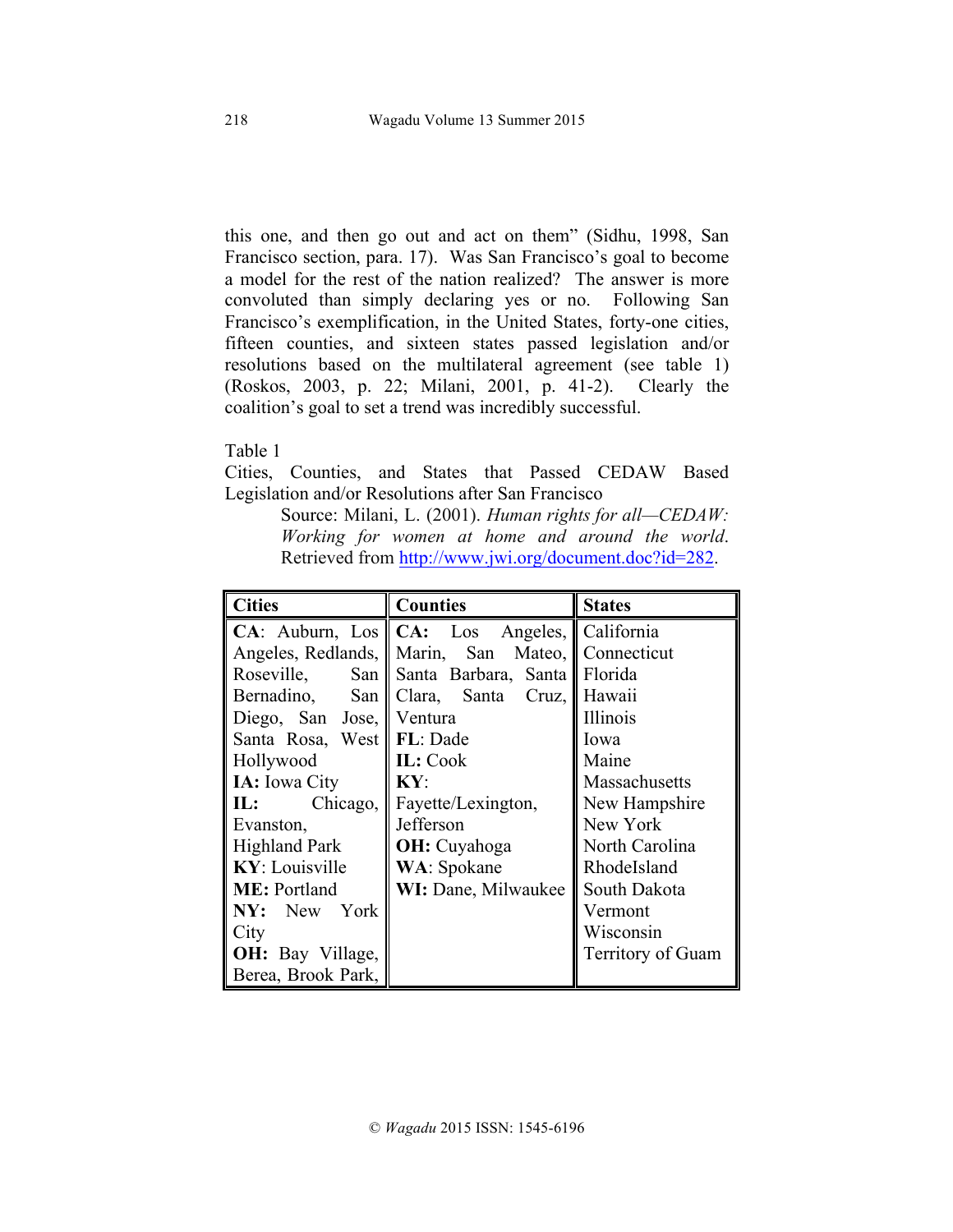this one, and then go out and act on them" (Sidhu, 1998, San Francisco section, para. 17). Was San Francisco's goal to become a model for the rest of the nation realized? The answer is more convoluted than simply declaring yes or no. Following San Francisco's exemplification, in the United States, forty-one cities, fifteen counties, and sixteen states passed legislation and/or resolutions based on the multilateral agreement (see table 1) (Roskos, 2003, p. 22; Milani, 2001, p. 41-2). Clearly the coalition's goal to set a trend was incredibly successful.

Table 1

Cities, Counties, and States that Passed CEDAW Based Legislation and/or Resolutions after San Francisco

Source: Milani, L. (2001). *Human rights for all—CEDAW: Working for women at home and around the world*. Retrieved from http://www.jwi.org/document.doc?id=282.

| Cities | Counties | States |
|---|---|---|
| **CA**: Auburn, Los Angeles, Redlands, Roseville, San Bernadino, San Diego, San Jose, Santa Rosa, West Hollywood<br>**IA:** Iowa City<br>**IL:** Chicago, Evanston, Highland Park<br>**KY**: Louisville<br>**ME:** Portland<br>**NY:** New York City<br>**OH:** Bay Village, Berea, Brook Park, | **CA:** Los Angeles, Marin, San Mateo, Santa Barbara, Santa Clara, Santa Cruz, Ventura<br>**FL**: Dade<br>**IL:** Cook<br>**KY**: Fayette/Lexington, Jefferson<br>**OH:** Cuyahoga<br>**WA**: Spokane<br>**WI:** Dane, Milwaukee | California<br>Connecticut<br>Florida<br>Hawaii<br>Illinois<br>Iowa<br>Maine<br>Massachusetts<br>New Hampshire<br>New York<br>North Carolina<br>RhodeIsland<br>South Dakota<br>Vermont<br>Wisconsin<br>Territory of Guam |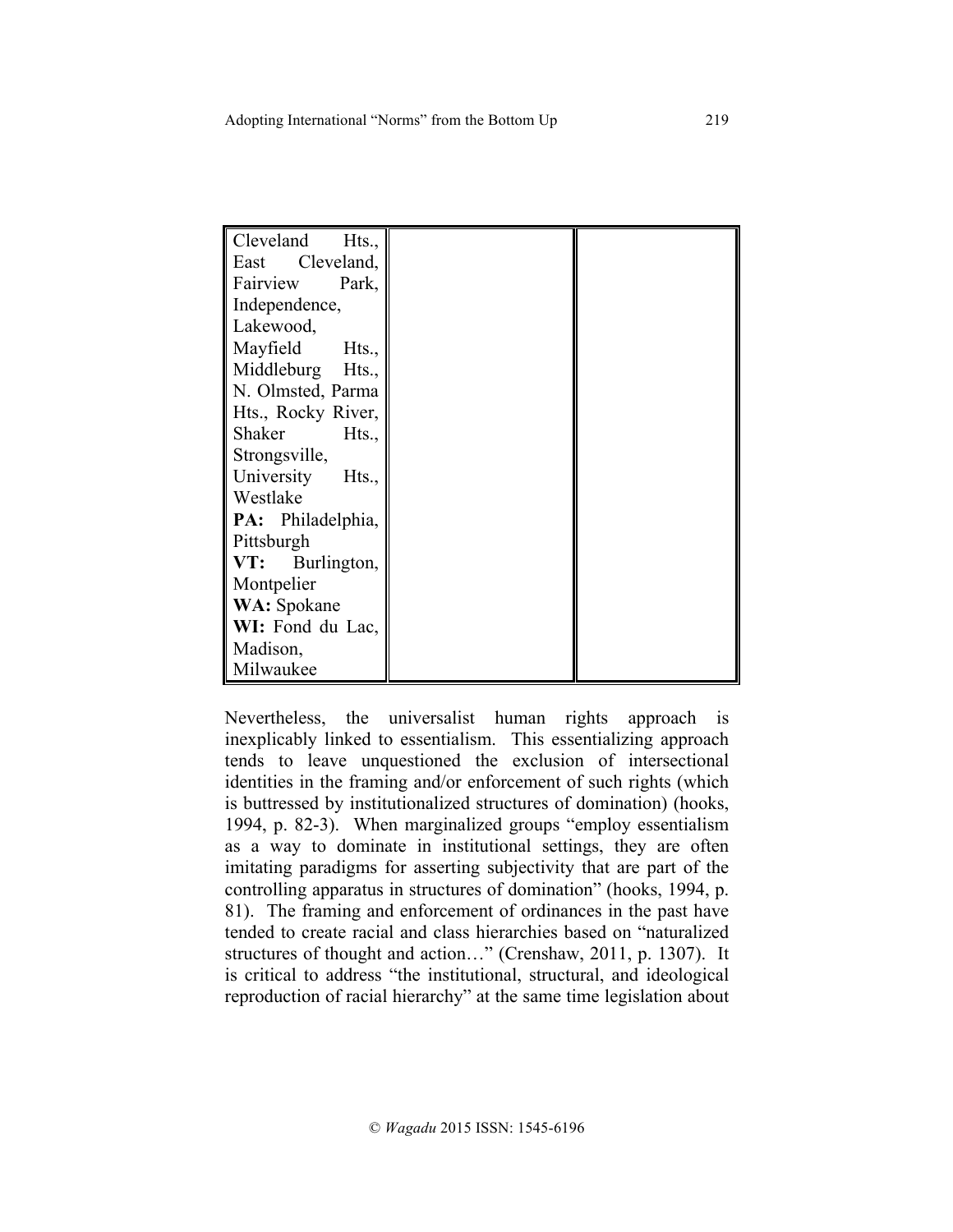| | | |
|---|---|---|
| Cleveland Hts., East Cleveland, Fairview Park, Independence, Lakewood, Mayfield Hts., Middleburg Hts., N. Olmsted, Parma Hts., Rocky River, Shaker Hts., Strongsville, University Hts., Westlake<br>**PA:** Philadelphia, Pittsburgh<br>**VT:** Burlington, Montpelier<br>**WA:** Spokane<br>**WI:** Fond du Lac, Madison, Milwaukee | | |

Nevertheless, the universalist human rights approach is inexplicably linked to essentialism. This essentializing approach tends to leave unquestioned the exclusion of intersectional identities in the framing and/or enforcement of such rights (which is buttressed by institutionalized structures of domination) (hooks, 1994, p. 82-3). When marginalized groups "employ essentialism as a way to dominate in institutional settings, they are often imitating paradigms for asserting subjectivity that are part of the controlling apparatus in structures of domination" (hooks, 1994, p. 81). The framing and enforcement of ordinances in the past have tended to create racial and class hierarchies based on "naturalized structures of thought and action…" (Crenshaw, 2011, p. 1307). It is critical to address "the institutional, structural, and ideological reproduction of racial hierarchy" at the same time legislation about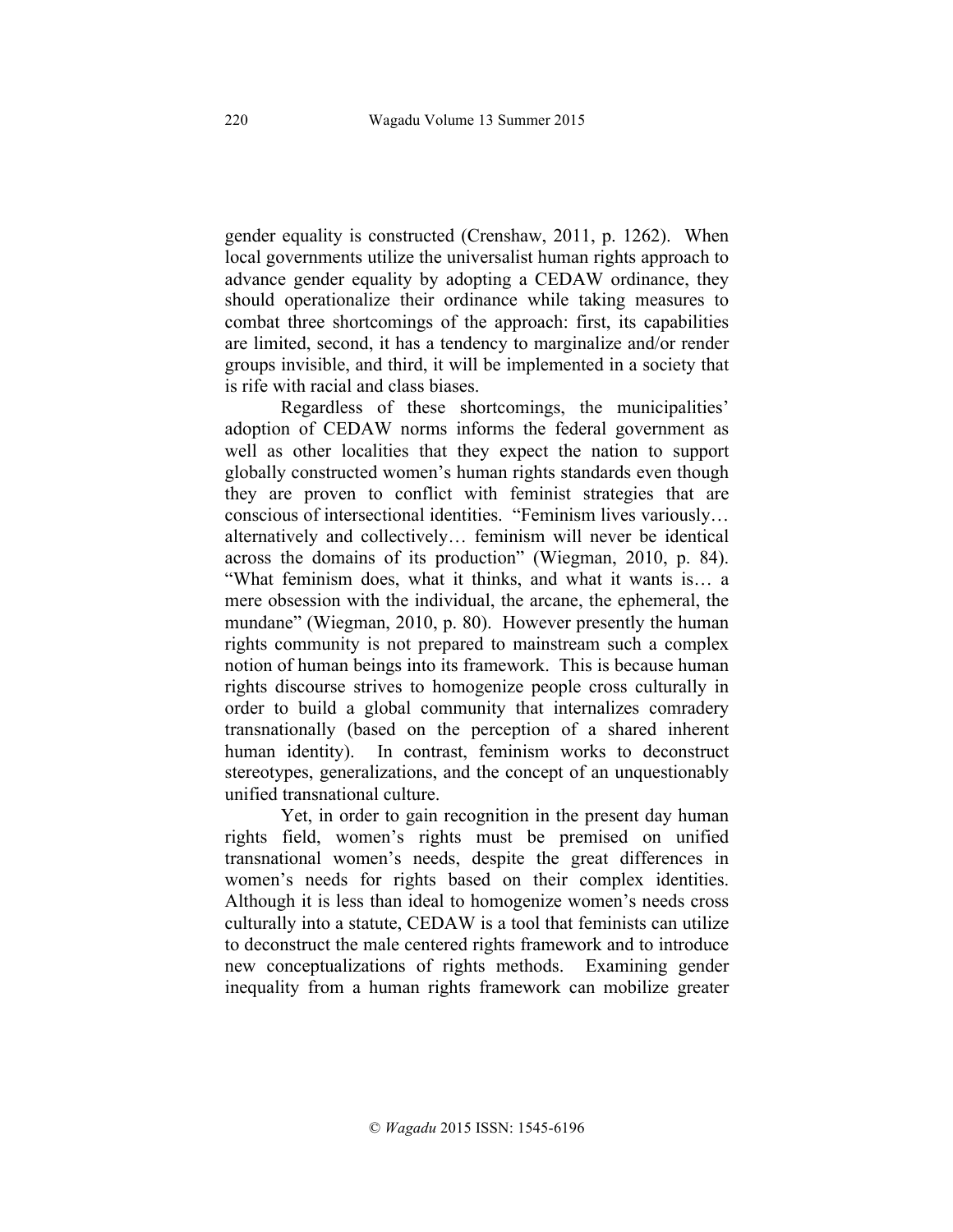gender equality is constructed (Crenshaw, 2011, p. 1262). When local governments utilize the universalist human rights approach to advance gender equality by adopting a CEDAW ordinance, they should operationalize their ordinance while taking measures to combat three shortcomings of the approach: first, its capabilities are limited, second, it has a tendency to marginalize and/or render groups invisible, and third, it will be implemented in a society that is rife with racial and class biases.

Regardless of these shortcomings, the municipalities' adoption of CEDAW norms informs the federal government as well as other localities that they expect the nation to support globally constructed women's human rights standards even though they are proven to conflict with feminist strategies that are conscious of intersectional identities. "Feminism lives variously… alternatively and collectively… feminism will never be identical across the domains of its production" (Wiegman, 2010, p. 84). "What feminism does, what it thinks, and what it wants is… a mere obsession with the individual, the arcane, the ephemeral, the mundane" (Wiegman, 2010, p. 80). However presently the human rights community is not prepared to mainstream such a complex notion of human beings into its framework. This is because human rights discourse strives to homogenize people cross culturally in order to build a global community that internalizes comradery transnationally (based on the perception of a shared inherent human identity). In contrast, feminism works to deconstruct stereotypes, generalizations, and the concept of an unquestionably unified transnational culture.

Yet, in order to gain recognition in the present day human rights field, women's rights must be premised on unified transnational women's needs, despite the great differences in women's needs for rights based on their complex identities. Although it is less than ideal to homogenize women's needs cross culturally into a statute, CEDAW is a tool that feminists can utilize to deconstruct the male centered rights framework and to introduce new conceptualizations of rights methods. Examining gender inequality from a human rights framework can mobilize greater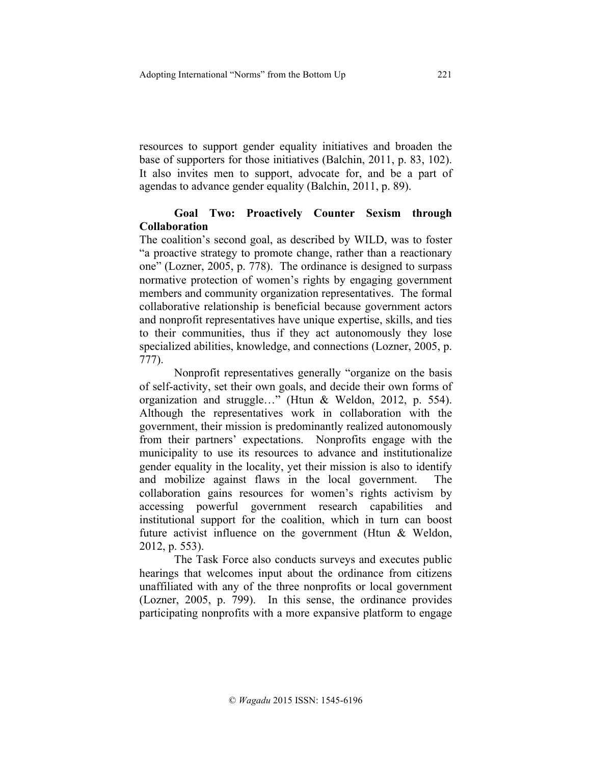resources to support gender equality initiatives and broaden the base of supporters for those initiatives (Balchin, 2011, p. 83, 102). It also invites men to support, advocate for, and be a part of agendas to advance gender equality (Balchin, 2011, p. 89).

### Goal Two: Proactively Counter Sexism through Collaboration

The coalition's second goal, as described by WILD, was to foster "a proactive strategy to promote change, rather than a reactionary one" (Lozner, 2005, p. 778). The ordinance is designed to surpass normative protection of women's rights by engaging government members and community organization representatives. The formal collaborative relationship is beneficial because government actors and nonprofit representatives have unique expertise, skills, and ties to their communities, thus if they act autonomously they lose specialized abilities, knowledge, and connections (Lozner, 2005, p. 777).

Nonprofit representatives generally "organize on the basis of self-activity, set their own goals, and decide their own forms of organization and struggle…" (Htun & Weldon, 2012, p. 554). Although the representatives work in collaboration with the government, their mission is predominantly realized autonomously from their partners' expectations. Nonprofits engage with the municipality to use its resources to advance and institutionalize gender equality in the locality, yet their mission is also to identify and mobilize against flaws in the local government. The collaboration gains resources for women's rights activism by accessing powerful government research capabilities and institutional support for the coalition, which in turn can boost future activist influence on the government (Htun & Weldon, 2012, p. 553).

The Task Force also conducts surveys and executes public hearings that welcomes input about the ordinance from citizens unaffiliated with any of the three nonprofits or local government (Lozner, 2005, p. 799). In this sense, the ordinance provides participating nonprofits with a more expansive platform to engage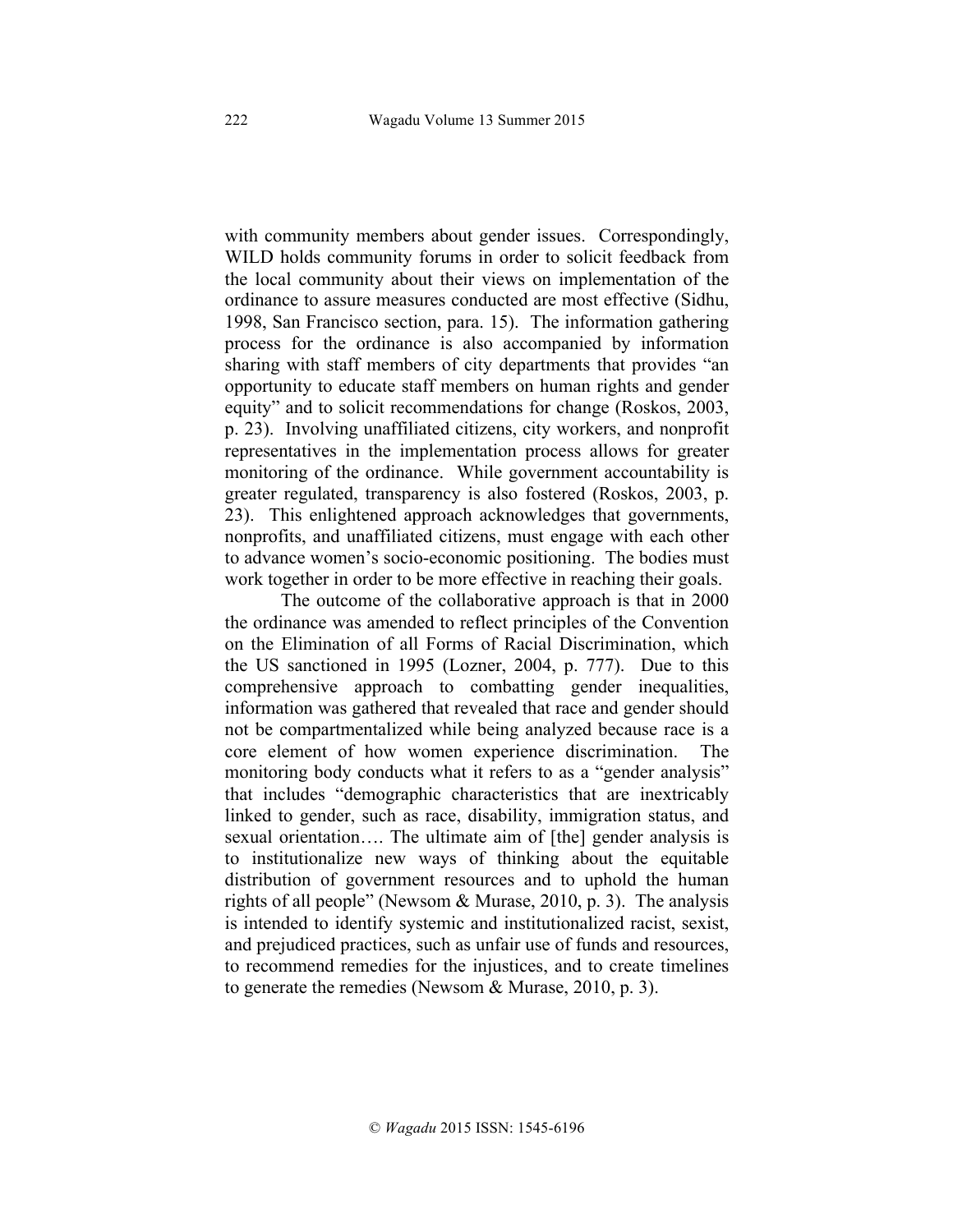with community members about gender issues. Correspondingly, WILD holds community forums in order to solicit feedback from the local community about their views on implementation of the ordinance to assure measures conducted are most effective (Sidhu, 1998, San Francisco section, para. 15). The information gathering process for the ordinance is also accompanied by information sharing with staff members of city departments that provides "an opportunity to educate staff members on human rights and gender equity" and to solicit recommendations for change (Roskos, 2003, p. 23). Involving unaffiliated citizens, city workers, and nonprofit representatives in the implementation process allows for greater monitoring of the ordinance. While government accountability is greater regulated, transparency is also fostered (Roskos, 2003, p. 23). This enlightened approach acknowledges that governments, nonprofits, and unaffiliated citizens, must engage with each other to advance women's socio-economic positioning. The bodies must work together in order to be more effective in reaching their goals.

The outcome of the collaborative approach is that in 2000 the ordinance was amended to reflect principles of the Convention on the Elimination of all Forms of Racial Discrimination, which the US sanctioned in 1995 (Lozner, 2004, p. 777). Due to this comprehensive approach to combatting gender inequalities, information was gathered that revealed that race and gender should not be compartmentalized while being analyzed because race is a core element of how women experience discrimination. The monitoring body conducts what it refers to as a "gender analysis" that includes "demographic characteristics that are inextricably linked to gender, such as race, disability, immigration status, and sexual orientation…. The ultimate aim of [the] gender analysis is to institutionalize new ways of thinking about the equitable distribution of government resources and to uphold the human rights of all people" (Newsom & Murase, 2010, p. 3). The analysis is intended to identify systemic and institutionalized racist, sexist, and prejudiced practices, such as unfair use of funds and resources, to recommend remedies for the injustices, and to create timelines to generate the remedies (Newsom & Murase, 2010, p. 3).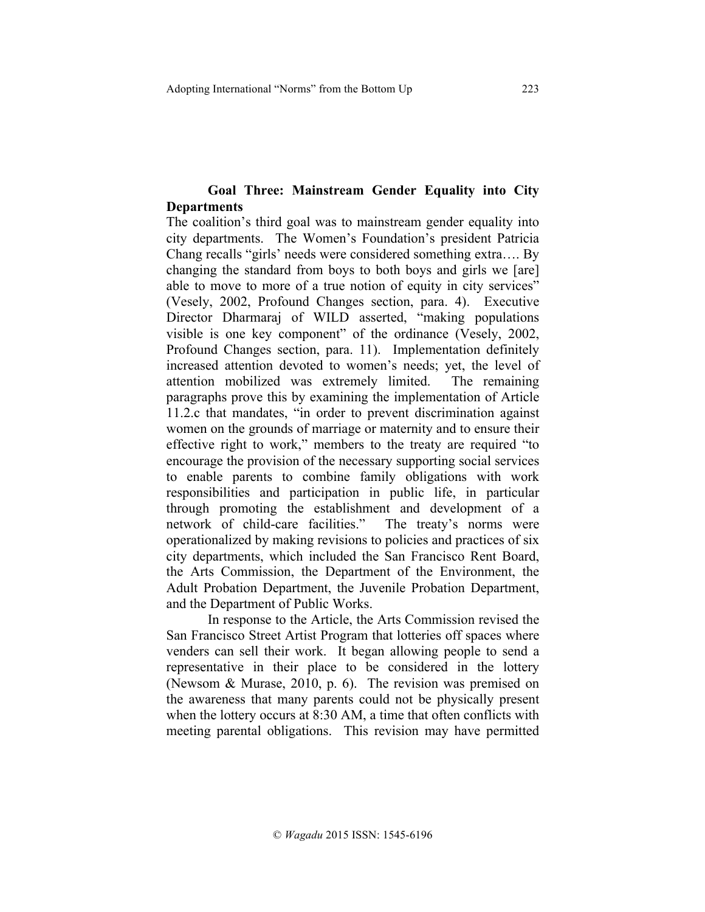### Goal Three: Mainstream Gender Equality into City Departments

The coalition's third goal was to mainstream gender equality into city departments. The Women's Foundation's president Patricia Chang recalls "girls' needs were considered something extra…. By changing the standard from boys to both boys and girls we [are] able to move to more of a true notion of equity in city services" (Vesely, 2002, Profound Changes section, para. 4). Executive Director Dharmaraj of WILD asserted, "making populations visible is one key component" of the ordinance (Vesely, 2002, Profound Changes section, para. 11). Implementation definitely increased attention devoted to women's needs; yet, the level of attention mobilized was extremely limited. The remaining paragraphs prove this by examining the implementation of Article 11.2.c that mandates, "in order to prevent discrimination against women on the grounds of marriage or maternity and to ensure their effective right to work," members to the treaty are required "to encourage the provision of the necessary supporting social services to enable parents to combine family obligations with work responsibilities and participation in public life, in particular through promoting the establishment and development of a network of child-care facilities." The treaty's norms were operationalized by making revisions to policies and practices of six city departments, which included the San Francisco Rent Board, the Arts Commission, the Department of the Environment, the Adult Probation Department, the Juvenile Probation Department, and the Department of Public Works.

In response to the Article, the Arts Commission revised the San Francisco Street Artist Program that lotteries off spaces where venders can sell their work. It began allowing people to send a representative in their place to be considered in the lottery (Newsom & Murase, 2010, p. 6). The revision was premised on the awareness that many parents could not be physically present when the lottery occurs at 8:30 AM, a time that often conflicts with meeting parental obligations. This revision may have permitted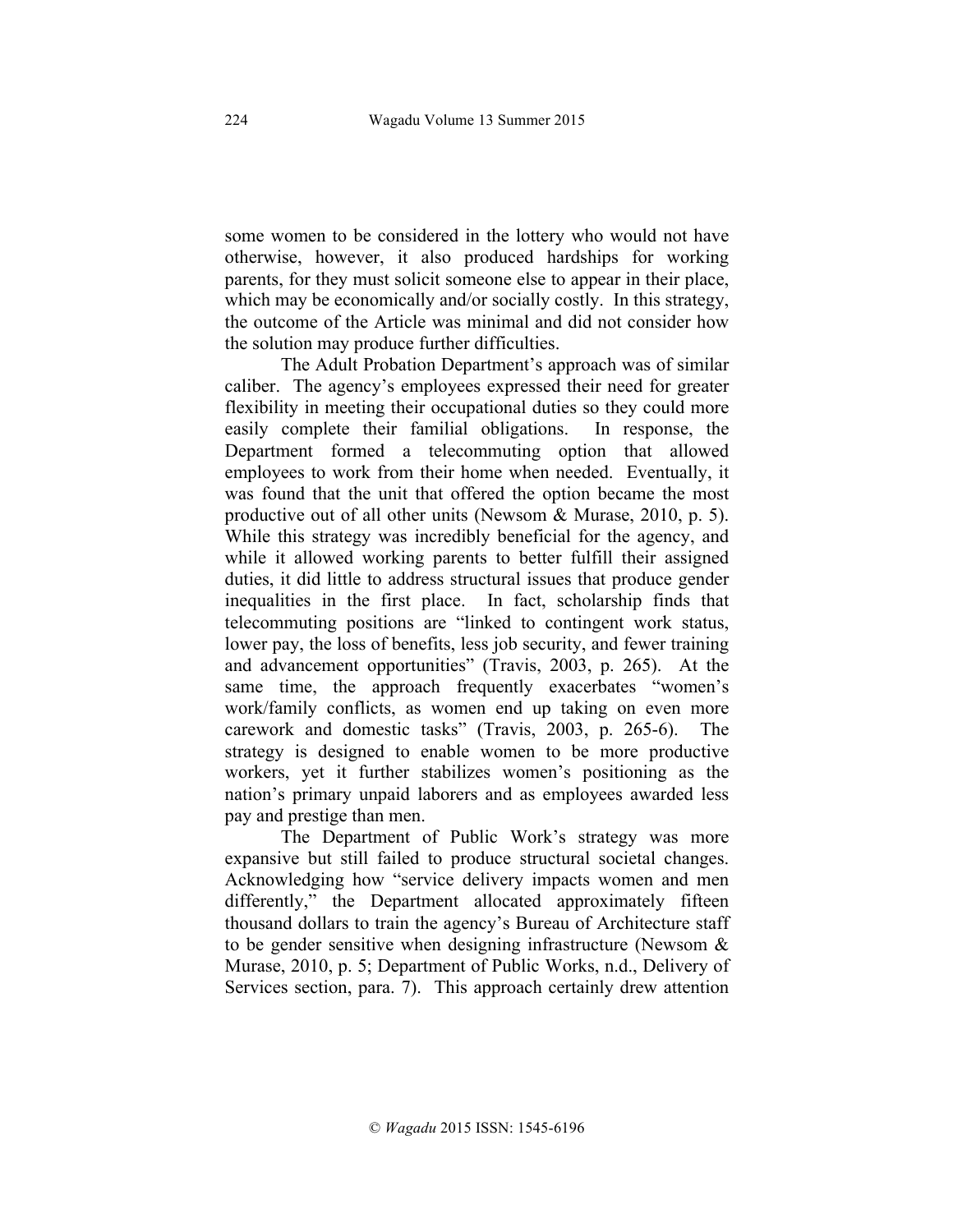some women to be considered in the lottery who would not have otherwise, however, it also produced hardships for working parents, for they must solicit someone else to appear in their place, which may be economically and/or socially costly. In this strategy, the outcome of the Article was minimal and did not consider how the solution may produce further difficulties.

The Adult Probation Department's approach was of similar caliber. The agency's employees expressed their need for greater flexibility in meeting their occupational duties so they could more easily complete their familial obligations. In response, the Department formed a telecommuting option that allowed employees to work from their home when needed. Eventually, it was found that the unit that offered the option became the most productive out of all other units (Newsom & Murase, 2010, p. 5). While this strategy was incredibly beneficial for the agency, and while it allowed working parents to better fulfill their assigned duties, it did little to address structural issues that produce gender inequalities in the first place. In fact, scholarship finds that telecommuting positions are "linked to contingent work status, lower pay, the loss of benefits, less job security, and fewer training and advancement opportunities" (Travis, 2003, p. 265). At the same time, the approach frequently exacerbates "women's work/family conflicts, as women end up taking on even more carework and domestic tasks" (Travis, 2003, p. 265-6). The strategy is designed to enable women to be more productive workers, yet it further stabilizes women's positioning as the nation's primary unpaid laborers and as employees awarded less pay and prestige than men.

The Department of Public Work's strategy was more expansive but still failed to produce structural societal changes. Acknowledging how "service delivery impacts women and men differently," the Department allocated approximately fifteen thousand dollars to train the agency's Bureau of Architecture staff to be gender sensitive when designing infrastructure (Newsom & Murase, 2010, p. 5; Department of Public Works, n.d., Delivery of Services section, para. 7). This approach certainly drew attention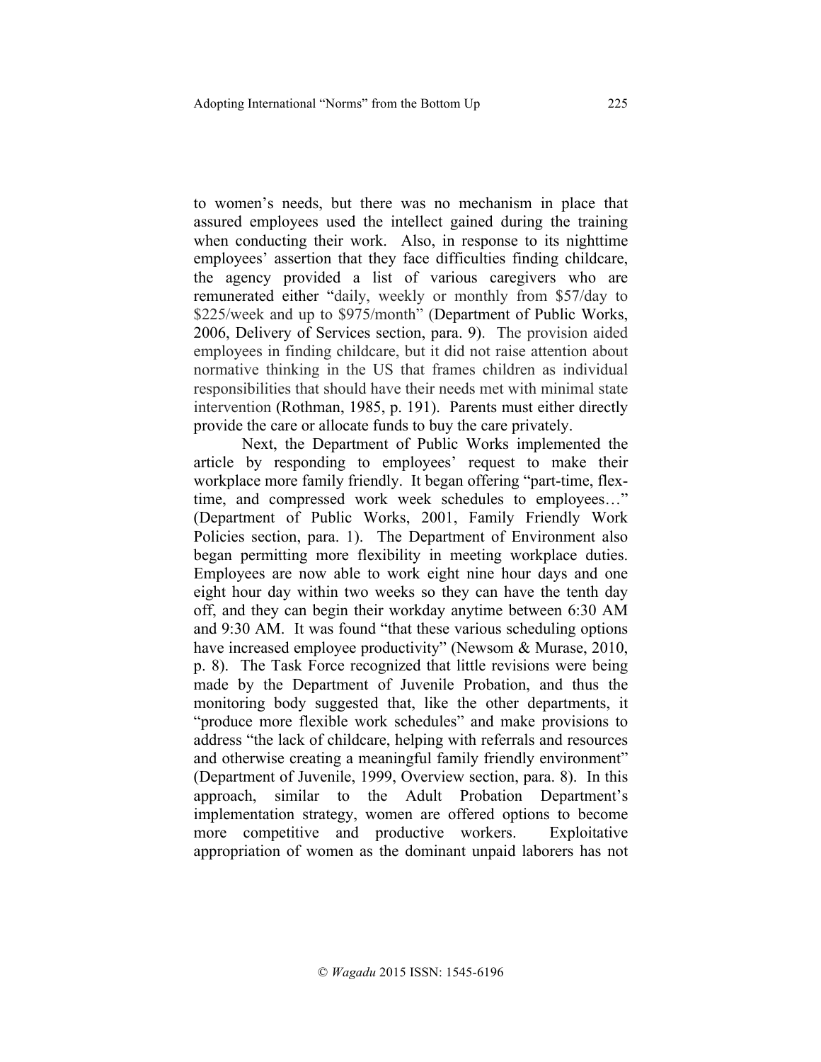to women's needs, but there was no mechanism in place that assured employees used the intellect gained during the training when conducting their work. Also, in response to its nighttime employees' assertion that they face difficulties finding childcare, the agency provided a list of various caregivers who are remunerated either "daily, weekly or monthly from $57/day to $225/week and up to $975/month" (Department of Public Works, 2006, Delivery of Services section, para. 9). The provision aided employees in finding childcare, but it did not raise attention about normative thinking in the US that frames children as individual responsibilities that should have their needs met with minimal state intervention (Rothman, 1985, p. 191). Parents must either directly provide the care or allocate funds to buy the care privately.

Next, the Department of Public Works implemented the article by responding to employees' request to make their workplace more family friendly. It began offering "part-time, flex-time, and compressed work week schedules to employees…" (Department of Public Works, 2001, Family Friendly Work Policies section, para. 1). The Department of Environment also began permitting more flexibility in meeting workplace duties. Employees are now able to work eight nine hour days and one eight hour day within two weeks so they can have the tenth day off, and they can begin their workday anytime between 6:30 AM and 9:30 AM. It was found "that these various scheduling options have increased employee productivity" (Newsom & Murase, 2010, p. 8). The Task Force recognized that little revisions were being made by the Department of Juvenile Probation, and thus the monitoring body suggested that, like the other departments, it "produce more flexible work schedules" and make provisions to address "the lack of childcare, helping with referrals and resources and otherwise creating a meaningful family friendly environment" (Department of Juvenile, 1999, Overview section, para. 8). In this approach, similar to the Adult Probation Department's implementation strategy, women are offered options to become more competitive and productive workers. Exploitative appropriation of women as the dominant unpaid laborers has not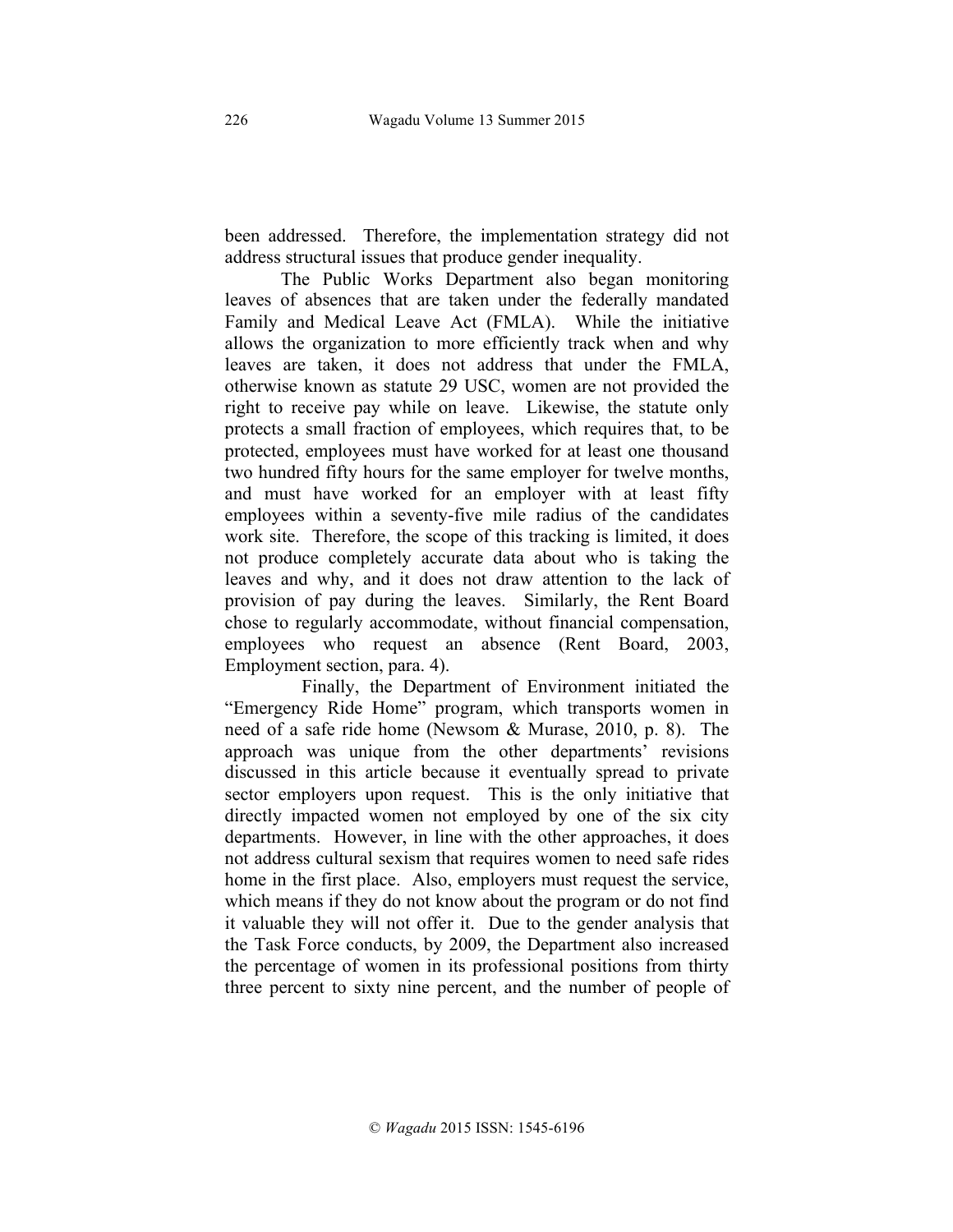been addressed. Therefore, the implementation strategy did not address structural issues that produce gender inequality.

The Public Works Department also began monitoring leaves of absences that are taken under the federally mandated Family and Medical Leave Act (FMLA). While the initiative allows the organization to more efficiently track when and why leaves are taken, it does not address that under the FMLA, otherwise known as statute 29 USC, women are not provided the right to receive pay while on leave. Likewise, the statute only protects a small fraction of employees, which requires that, to be protected, employees must have worked for at least one thousand two hundred fifty hours for the same employer for twelve months, and must have worked for an employer with at least fifty employees within a seventy-five mile radius of the candidates work site. Therefore, the scope of this tracking is limited, it does not produce completely accurate data about who is taking the leaves and why, and it does not draw attention to the lack of provision of pay during the leaves. Similarly, the Rent Board chose to regularly accommodate, without financial compensation, employees who request an absence (Rent Board, 2003, Employment section, para. 4).

Finally, the Department of Environment initiated the "Emergency Ride Home" program, which transports women in need of a safe ride home (Newsom & Murase, 2010, p. 8). The approach was unique from the other departments' revisions discussed in this article because it eventually spread to private sector employers upon request. This is the only initiative that directly impacted women not employed by one of the six city departments. However, in line with the other approaches, it does not address cultural sexism that requires women to need safe rides home in the first place. Also, employers must request the service, which means if they do not know about the program or do not find it valuable they will not offer it. Due to the gender analysis that the Task Force conducts, by 2009, the Department also increased the percentage of women in its professional positions from thirty three percent to sixty nine percent, and the number of people of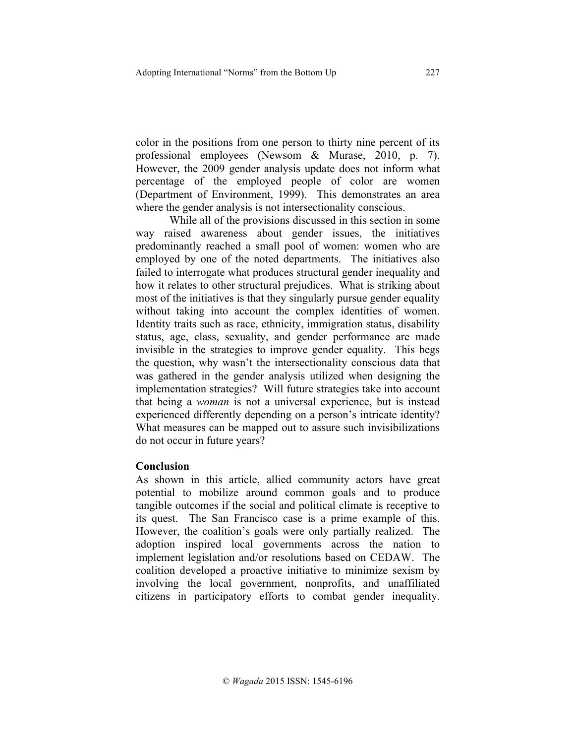color in the positions from one person to thirty nine percent of its professional employees (Newsom & Murase, 2010, p. 7). However, the 2009 gender analysis update does not inform what percentage of the employed people of color are women (Department of Environment, 1999). This demonstrates an area where the gender analysis is not intersectionality conscious.

While all of the provisions discussed in this section in some way raised awareness about gender issues, the initiatives predominantly reached a small pool of women: women who are employed by one of the noted departments. The initiatives also failed to interrogate what produces structural gender inequality and how it relates to other structural prejudices. What is striking about most of the initiatives is that they singularly pursue gender equality without taking into account the complex identities of women. Identity traits such as race, ethnicity, immigration status, disability status, age, class, sexuality, and gender performance are made invisible in the strategies to improve gender equality. This begs the question, why wasn't the intersectionality conscious data that was gathered in the gender analysis utilized when designing the implementation strategies? Will future strategies take into account that being a *woman* is not a universal experience, but is instead experienced differently depending on a person's intricate identity? What measures can be mapped out to assure such invisibilizations do not occur in future years?

**Conclusion**

As shown in this article, allied community actors have great potential to mobilize around common goals and to produce tangible outcomes if the social and political climate is receptive to its quest. The San Francisco case is a prime example of this. However, the coalition's goals were only partially realized. The adoption inspired local governments across the nation to implement legislation and/or resolutions based on CEDAW. The coalition developed a proactive initiative to minimize sexism by involving the local government, nonprofits, and unaffiliated citizens in participatory efforts to combat gender inequality.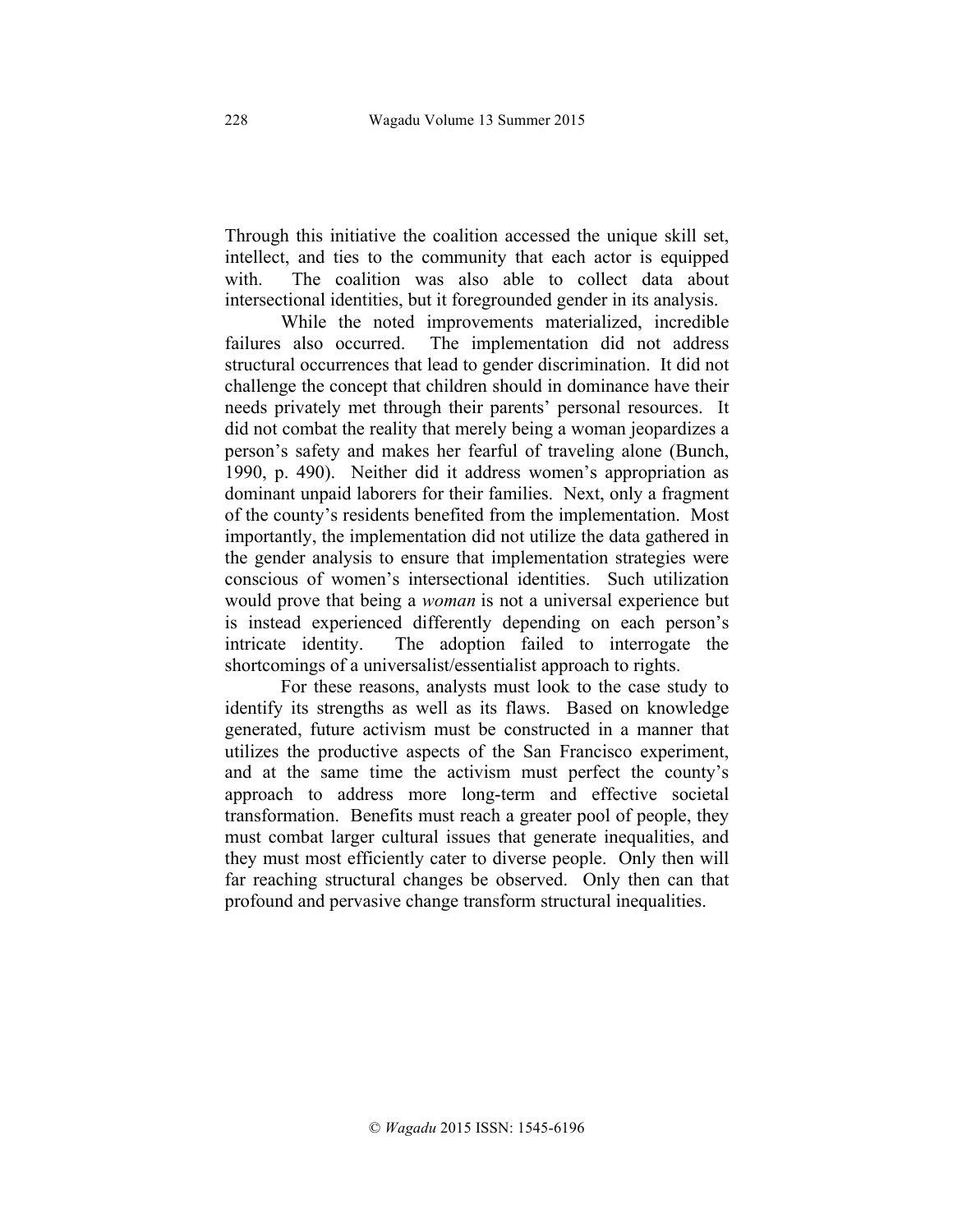Through this initiative the coalition accessed the unique skill set, intellect, and ties to the community that each actor is equipped with. The coalition was also able to collect data about intersectional identities, but it foregrounded gender in its analysis.

While the noted improvements materialized, incredible failures also occurred. The implementation did not address structural occurrences that lead to gender discrimination. It did not challenge the concept that children should in dominance have their needs privately met through their parents' personal resources. It did not combat the reality that merely being a woman jeopardizes a person's safety and makes her fearful of traveling alone (Bunch, 1990, p. 490). Neither did it address women's appropriation as dominant unpaid laborers for their families. Next, only a fragment of the county's residents benefited from the implementation. Most importantly, the implementation did not utilize the data gathered in the gender analysis to ensure that implementation strategies were conscious of women's intersectional identities. Such utilization would prove that being a *woman* is not a universal experience but is instead experienced differently depending on each person's intricate identity. The adoption failed to interrogate the shortcomings of a universalist/essentialist approach to rights.

For these reasons, analysts must look to the case study to identify its strengths as well as its flaws. Based on knowledge generated, future activism must be constructed in a manner that utilizes the productive aspects of the San Francisco experiment, and at the same time the activism must perfect the county's approach to address more long-term and effective societal transformation. Benefits must reach a greater pool of people, they must combat larger cultural issues that generate inequalities, and they must most efficiently cater to diverse people. Only then will far reaching structural changes be observed. Only then can that profound and pervasive change transform structural inequalities.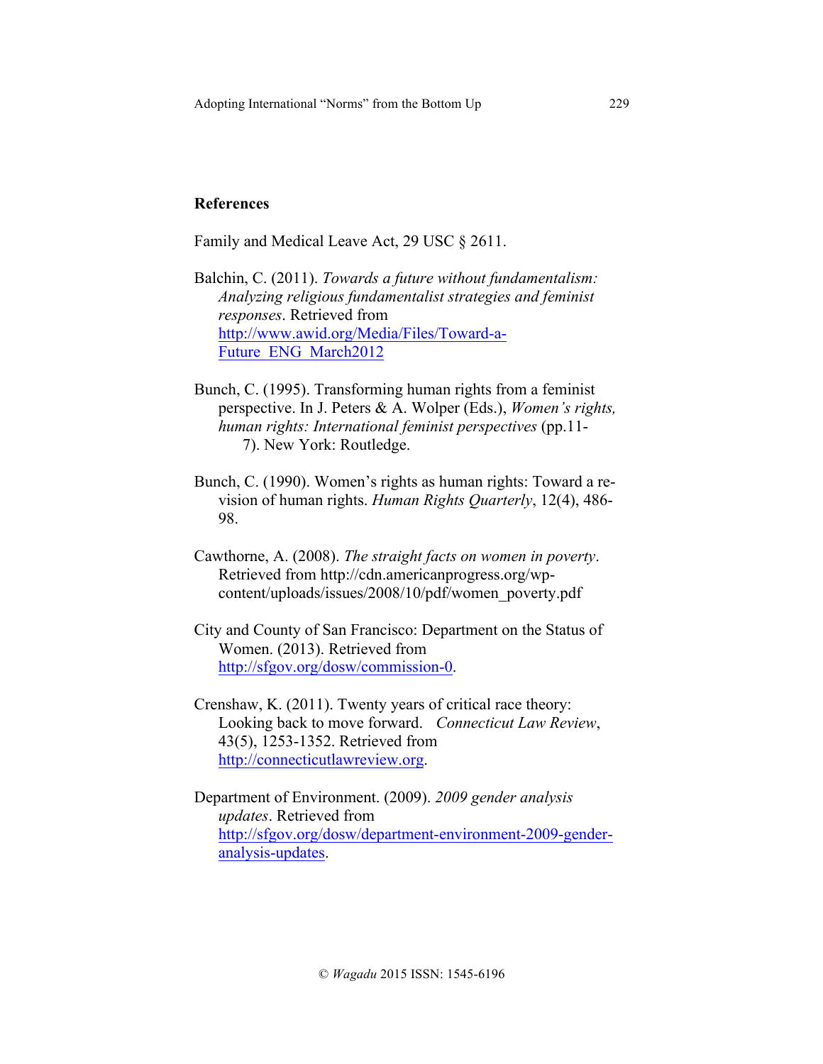## References

Family and Medical Leave Act, 29 USC § 2611.

Balchin, C. (2011). *Towards a future without fundamentalism: Analyzing religious fundamentalist strategies and feminist responses*. Retrieved from http://www.awid.org/Media/Files/Toward-a-Future_ENG_March2012

Bunch, C. (1995). Transforming human rights from a feminist perspective. In J. Peters & A. Wolper (Eds.), *Women's rights, human rights: International feminist perspectives* (pp.11-7). New York: Routledge.

Bunch, C. (1990). Women's rights as human rights: Toward a re-vision of human rights. *Human Rights Quarterly*, 12(4), 486-98.

Cawthorne, A. (2008). *The straight facts on women in poverty*. Retrieved from http://cdn.americanprogress.org/wp-content/uploads/issues/2008/10/pdf/women_poverty.pdf

City and County of San Francisco: Department on the Status of Women. (2013). Retrieved from http://sfgov.org/dosw/commission-0.

Crenshaw, K. (2011). Twenty years of critical race theory: Looking back to move forward. *Connecticut Law Review*, 43(5), 1253-1352. Retrieved from http://connecticutlawreview.org.

Department of Environment. (2009). *2009 gender analysis updates*. Retrieved from http://sfgov.org/dosw/department-environment-2009-gender-analysis-updates.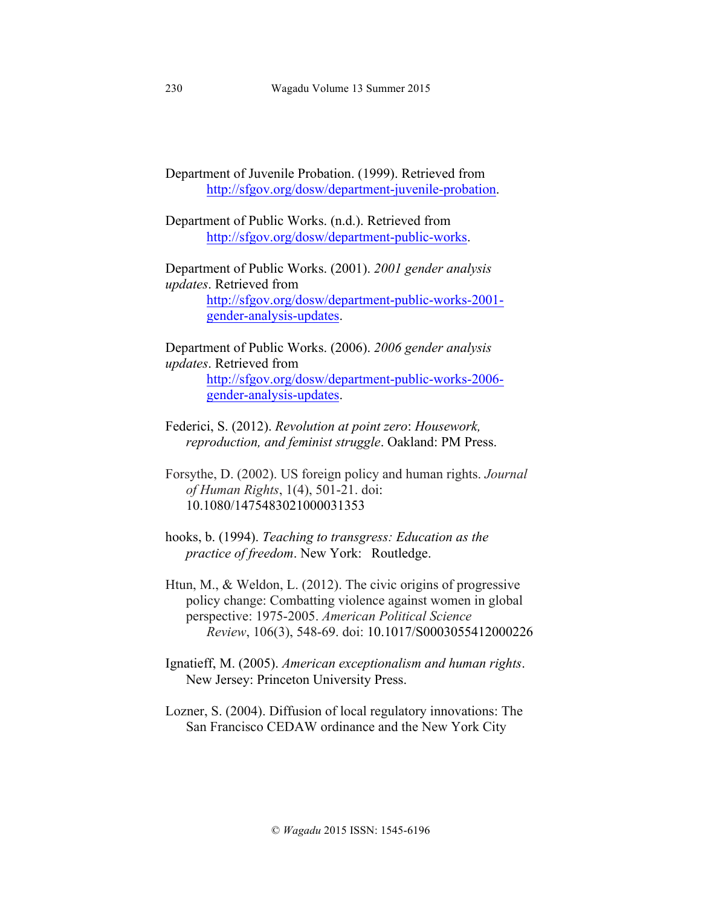Department of Juvenile Probation. (1999). Retrieved from http://sfgov.org/dosw/department-juvenile-probation.

Department of Public Works. (n.d.). Retrieved from http://sfgov.org/dosw/department-public-works.

Department of Public Works. (2001). *2001 gender analysis updates*. Retrieved from http://sfgov.org/dosw/department-public-works-2001-gender-analysis-updates.

Department of Public Works. (2006). *2006 gender analysis updates*. Retrieved from http://sfgov.org/dosw/department-public-works-2006-gender-analysis-updates.

Federici, S. (2012). *Revolution at point zero*: *Housework, reproduction, and feminist struggle*. Oakland: PM Press.

Forsythe, D. (2002). US foreign policy and human rights. *Journal of Human Rights*, 1(4), 501-21. doi: 10.1080/1475483021000031353

hooks, b. (1994). *Teaching to transgress: Education as the practice of freedom*. New York: Routledge.

Htun, M., & Weldon, L. (2012). The civic origins of progressive policy change: Combatting violence against women in global perspective: 1975-2005. *American Political Science Review*, 106(3), 548-69. doi: 10.1017/S0003055412000226

Ignatieff, M. (2005). *American exceptionalism and human rights*. New Jersey: Princeton University Press.

Lozner, S. (2004). Diffusion of local regulatory innovations: The San Francisco CEDAW ordinance and the New York City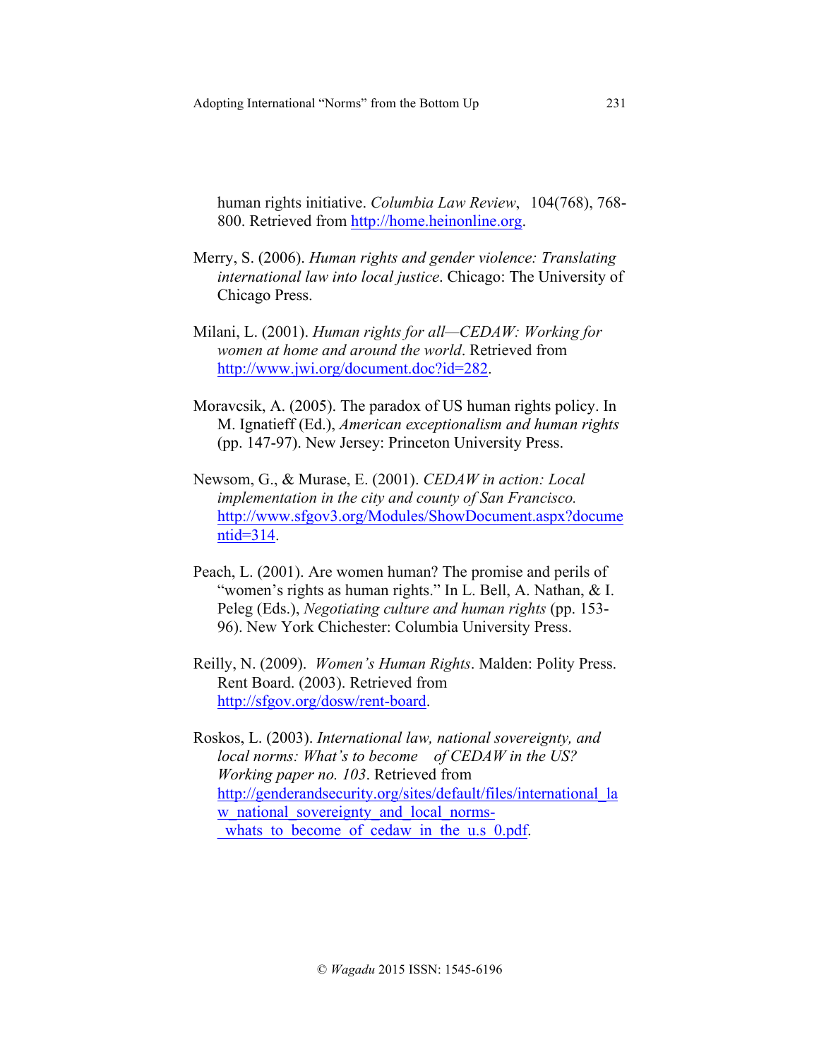human rights initiative. *Columbia Law Review*, 104(768), 768-800. Retrieved from http://home.heinonline.org.

Merry, S. (2006). *Human rights and gender violence: Translating international law into local justice*. Chicago: The University of Chicago Press.

Milani, L. (2001). *Human rights for all—CEDAW: Working for women at home and around the world*. Retrieved from http://www.jwi.org/document.doc?id=282.

Moravcsik, A. (2005). The paradox of US human rights policy. In M. Ignatieff (Ed.), *American exceptionalism and human rights* (pp. 147-97). New Jersey: Princeton University Press.

Newsom, G., & Murase, E. (2001). *CEDAW in action: Local implementation in the city and county of San Francisco.* http://www.sfgov3.org/Modules/ShowDocument.aspx?documentid=314.

Peach, L. (2001). Are women human? The promise and perils of "women's rights as human rights." In L. Bell, A. Nathan, & I. Peleg (Eds.), *Negotiating culture and human rights* (pp. 153-96). New York Chichester: Columbia University Press.

Reilly, N. (2009). *Women's Human Rights*. Malden: Polity Press. Rent Board. (2003). Retrieved from http://sfgov.org/dosw/rent-board.

Roskos, L. (2003). *International law, national sovereignty, and local norms: What's to become of CEDAW in the US? Working paper no. 103*. Retrieved from http://genderandsecurity.org/sites/default/files/international_law_national_sovereignty_and_local_norms-_whats_to_become_of_cedaw_in_the_u.s_0.pdf.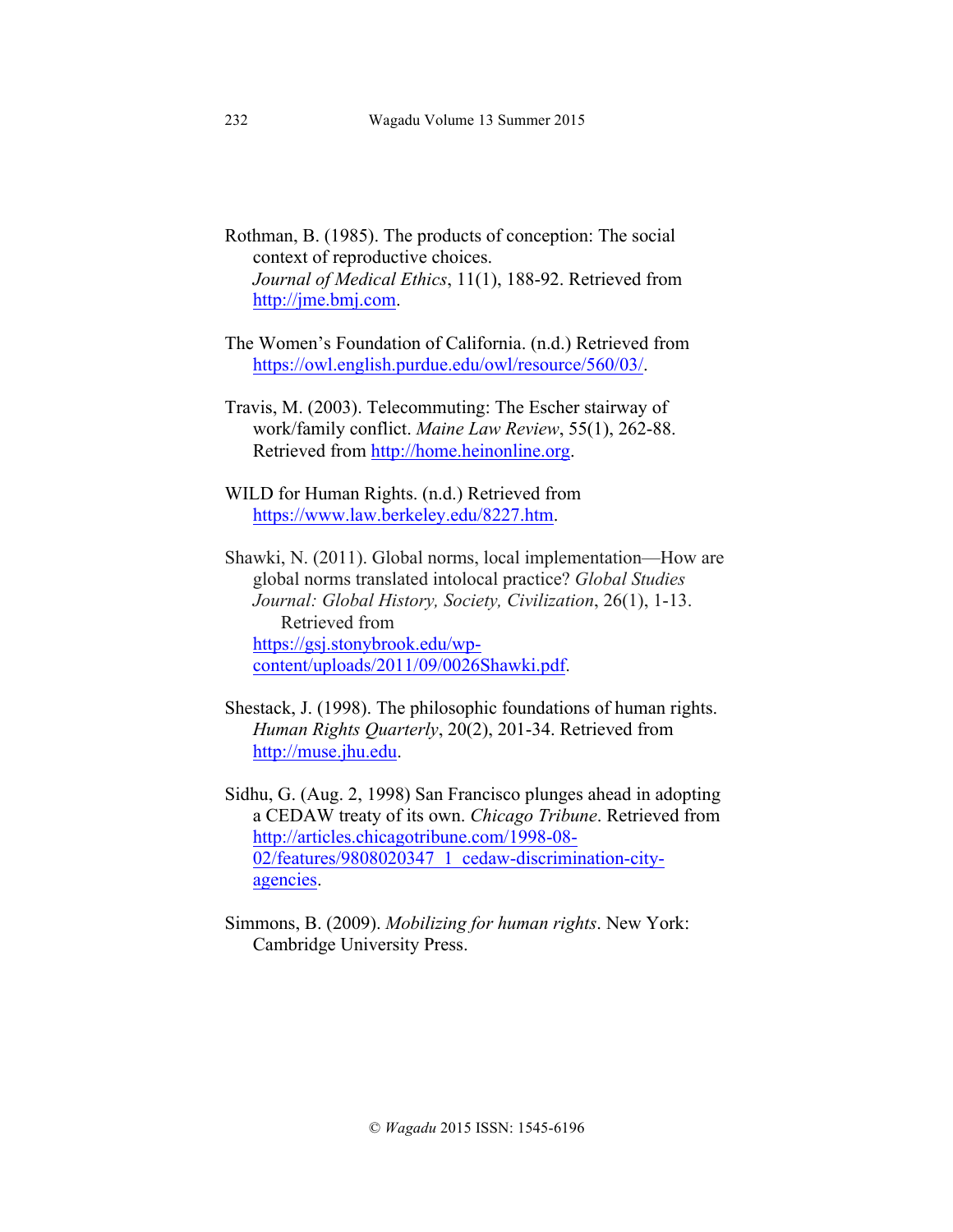Rothman, B. (1985). The products of conception: The social context of reproductive choices. *Journal of Medical Ethics*, 11(1), 188-92. Retrieved from http://jme.bmj.com.

The Women's Foundation of California. (n.d.) Retrieved from https://owl.english.purdue.edu/owl/resource/560/03/.

Travis, M. (2003). Telecommuting: The Escher stairway of work/family conflict. *Maine Law Review*, 55(1), 262-88. Retrieved from http://home.heinonline.org.

WILD for Human Rights. (n.d.) Retrieved from https://www.law.berkeley.edu/8227.htm.

Shawki, N. (2011). Global norms, local implementation—How are global norms translated intolocal practice? *Global Studies Journal: Global History, Society, Civilization*, 26(1), 1-13. Retrieved from https://gsj.stonybrook.edu/wp-content/uploads/2011/09/0026Shawki.pdf.

Shestack, J. (1998). The philosophic foundations of human rights. *Human Rights Quarterly*, 20(2), 201-34. Retrieved from http://muse.jhu.edu.

Sidhu, G. (Aug. 2, 1998) San Francisco plunges ahead in adopting a CEDAW treaty of its own. *Chicago Tribune*. Retrieved from http://articles.chicagotribune.com/1998-08-02/features/9808020347_1_cedaw-discrimination-city-agencies.

Simmons, B. (2009). *Mobilizing for human rights*. New York: Cambridge University Press.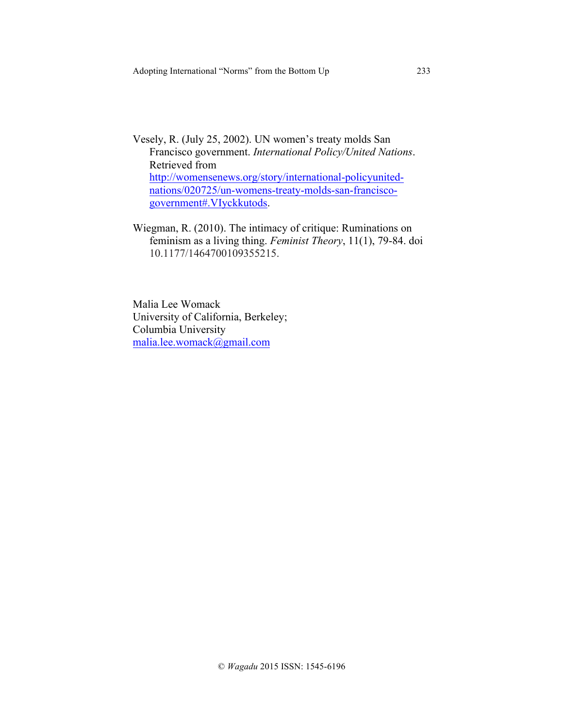Vesely, R. (July 25, 2002). UN women's treaty molds San Francisco government. *International Policy/United Nations*. Retrieved from http://womensenews.org/story/international-policyunited-nations/020725/un-womens-treaty-molds-san-francisco-government#.VIyckkutods.

Wiegman, R. (2010). The intimacy of critique: Ruminations on feminism as a living thing. *Feminist Theory*, 11(1), 79-84. doi 10.1177/1464700109355215.

Malia Lee Womack
University of California, Berkeley;
Columbia University
malia.lee.womack@gmail.com